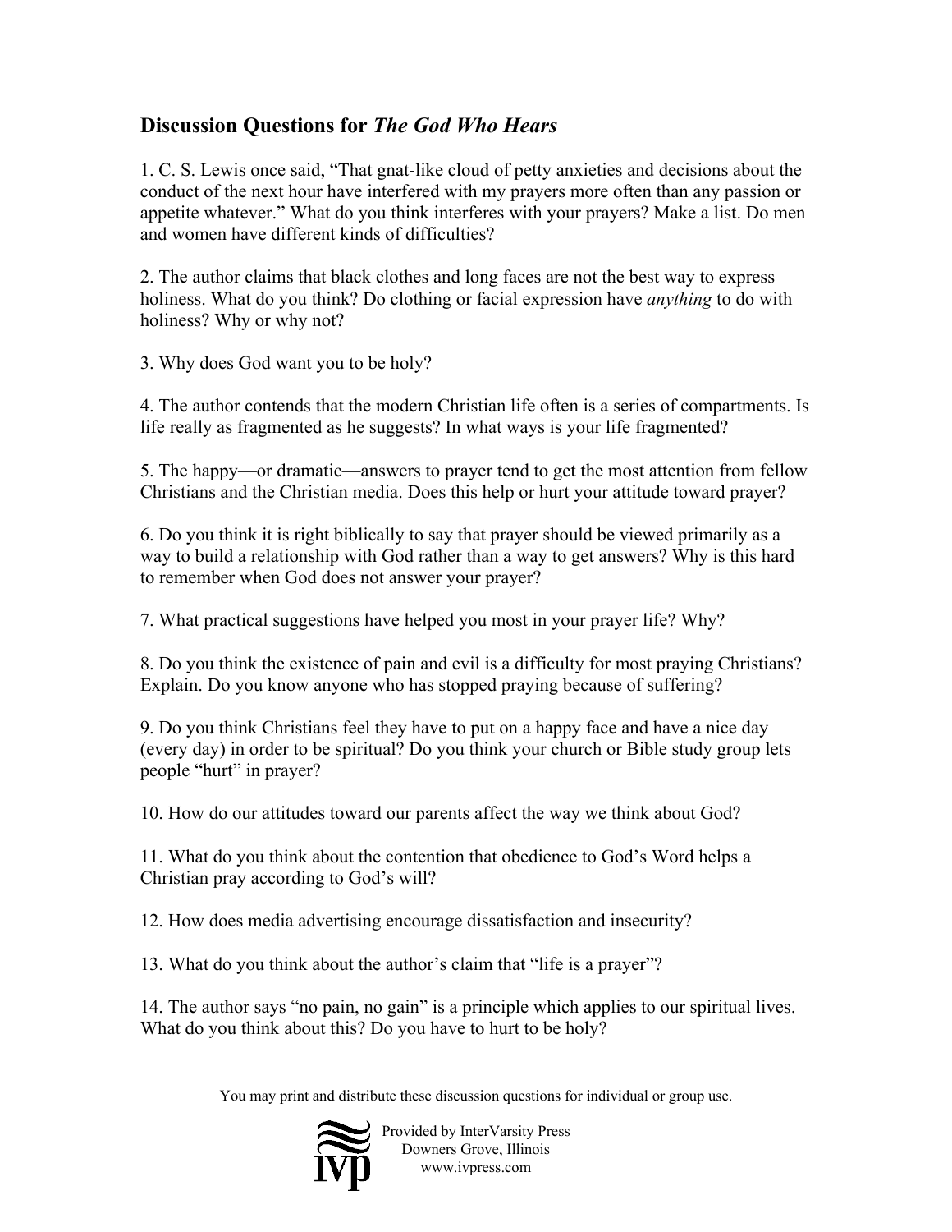## Discussion Questions for *The God Who Hears*

1. C. S. Lewis once said, "That gnat-like cloud of petty anxieties and decisions about the conduct of the next hour have interfered with my prayers more often than any passion or appetite whatever." What do you think interferes with your prayers? Make a list. Do men and women have different kinds of difficulties?

2. The author claims that black clothes and long faces are not the best way to express holiness. What do you think? Do clothing or facial expression have *anything* to do with holiness? Why or why not?

3. Why does God want you to be holy?

4. The author contends that the modern Christian life often is a series of compartments. Is life really as fragmented as he suggests? In what ways is your life fragmented?

5. The happy—or dramatic—answers to prayer tend to get the most attention from fellow Christians and the Christian media. Does this help or hurt your attitude toward prayer?

6. Do you think it is right biblically to say that prayer should be viewed primarily as a way to build a relationship with God rather than a way to get answers? Why is this hard to remember when God does not answer your prayer?

7. What practical suggestions have helped you most in your prayer life? Why?

8. Do you think the existence of pain and evil is a difficulty for most praying Christians? Explain. Do you know anyone who has stopped praying because of suffering?

9. Do you think Christians feel they have to put on a happy face and have a nice day (every day) in order to be spiritual? Do you think your church or Bible study group lets people "hurt" in prayer?

10. How do our attitudes toward our parents affect the way we think about God?

11. What do you think about the contention that obedience to God's Word helps a Christian pray according to God's will?

12. How does media advertising encourage dissatisfaction and insecurity?

13. What do you think about the author's claim that "life is a prayer"?

14. The author says "no pain, no gain" is a principle which applies to our spiritual lives. What do you think about this? Do you have to hurt to be holy?

You may print and distribute these discussion questions for individual or group use.

Provided by InterVarsity Press
Downers Grove, Illinois
www.ivpress.com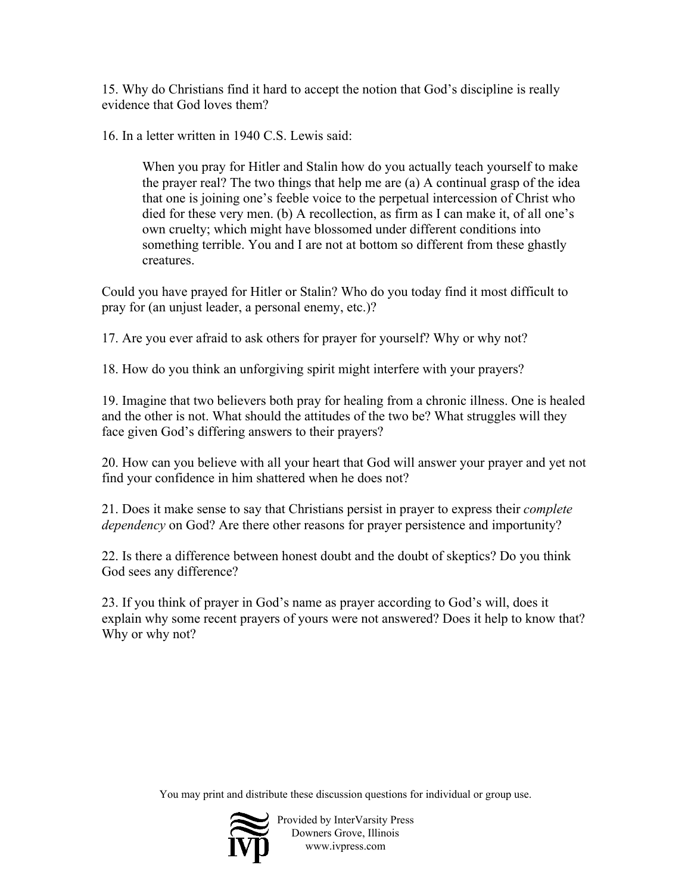15. Why do Christians find it hard to accept the notion that God's discipline is really evidence that God loves them?

16. In a letter written in 1940 C.S. Lewis said:

> When you pray for Hitler and Stalin how do you actually teach yourself to make the prayer real? The two things that help me are (a) A continual grasp of the idea that one is joining one's feeble voice to the perpetual intercession of Christ who died for these very men. (b) A recollection, as firm as I can make it, of all one's own cruelty; which might have blossomed under different conditions into something terrible. You and I are not at bottom so different from these ghastly creatures.

Could you have prayed for Hitler or Stalin? Who do you today find it most difficult to pray for (an unjust leader, a personal enemy, etc.)?

17. Are you ever afraid to ask others for prayer for yourself? Why or why not?

18. How do you think an unforgiving spirit might interfere with your prayers?

19. Imagine that two believers both pray for healing from a chronic illness. One is healed and the other is not. What should the attitudes of the two be? What struggles will they face given God's differing answers to their prayers?

20. How can you believe with all your heart that God will answer your prayer and yet not find your confidence in him shattered when he does not?

21. Does it make sense to say that Christians persist in prayer to express their *complete dependency* on God? Are there other reasons for prayer persistence and importunity?

22. Is there a difference between honest doubt and the doubt of skeptics? Do you think God sees any difference?

23. If you think of prayer in God's name as prayer according to God's will, does it explain why some recent prayers of yours were not answered? Does it help to know that? Why or why not?

You may print and distribute these discussion questions for individual or group use.

Provided by InterVarsity Press
Downers Grove, Illinois
www.ivpress.com